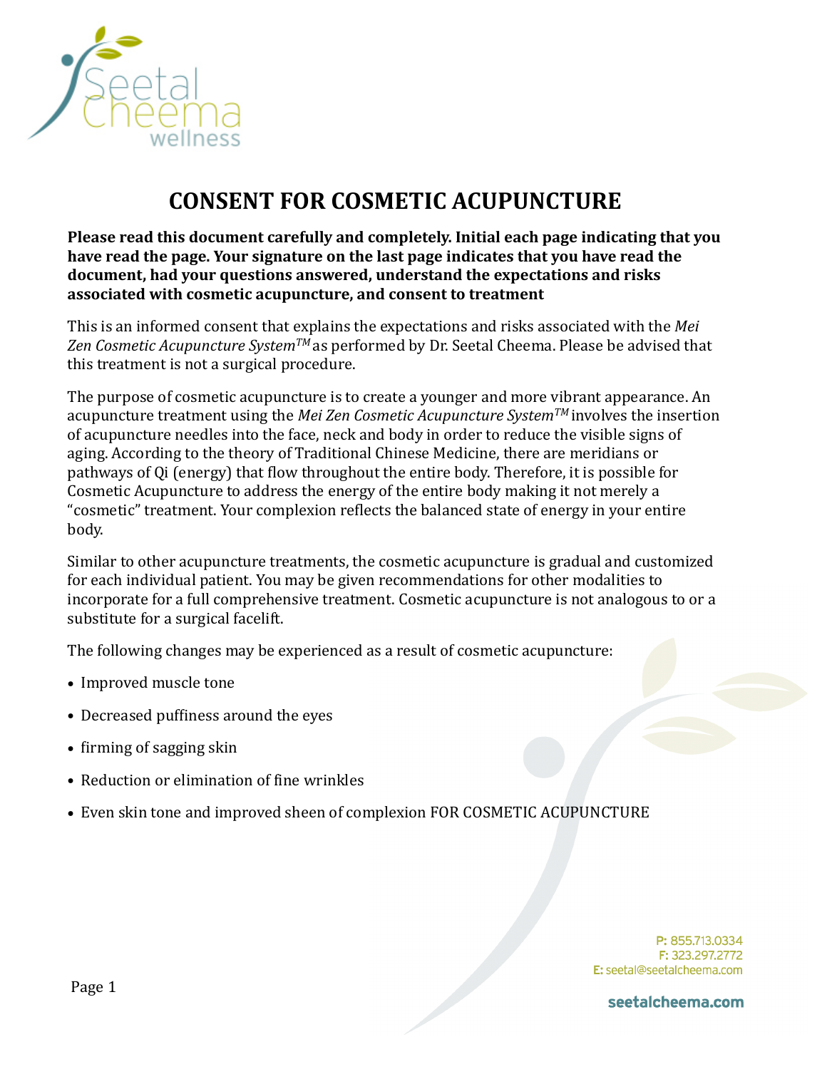# CONSENT FOR COSMETIC ACUPUNCTURE

**Please read this document carefully and completely. Initial each page indicating that you have read the page. Your signature on the last page indicates that you have read the document, had your questions answered, understand the expectations and risks associated with cosmetic acupuncture, and consent to treatment**

This is an informed consent that explains the expectations and risks associated with the *Mei Zen Cosmetic Acupuncture System™* as performed by Dr. Seetal Cheema. Please be advised that this treatment is not a surgical procedure.

The purpose of cosmetic acupuncture is to create a younger and more vibrant appearance. An acupuncture treatment using the *Mei Zen Cosmetic Acupuncture System™* involves the insertion of acupuncture needles into the face, neck and body in order to reduce the visible signs of aging. According to the theory of Traditional Chinese Medicine, there are meridians or pathways of Qi (energy) that flow throughout the entire body. Therefore, it is possible for Cosmetic Acupuncture to address the energy of the entire body making it not merely a "cosmetic" treatment. Your complexion reflects the balanced state of energy in your entire body.

Similar to other acupuncture treatments, the cosmetic acupuncture is gradual and customized for each individual patient. You may be given recommendations for other modalities to incorporate for a full comprehensive treatment. Cosmetic acupuncture is not analogous to or a substitute for a surgical facelift.

The following changes may be experienced as a result of cosmetic acupuncture:

- Improved muscle tone
- Decreased puffiness around the eyes
- firming of sagging skin
- Reduction or elimination of fine wrinkles
- Even skin tone and improved sheen of complexion FOR COSMETIC ACUPUNCTURE

P: 855.713.0334
F: 323.297.2772
E: seetal@seetalcheema.com

seetalcheema.com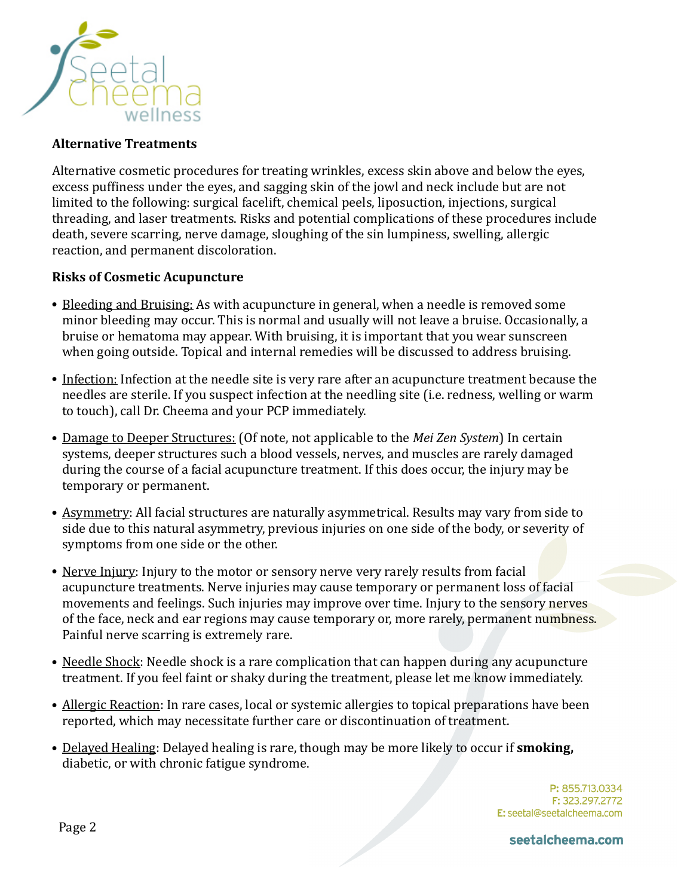**Alternative Treatments**

Alternative cosmetic procedures for treating wrinkles, excess skin above and below the eyes, excess puffiness under the eyes, and sagging skin of the jowl and neck include but are not limited to the following: surgical facelift, chemical peels, liposuction, injections, surgical threading, and laser treatments. Risks and potential complications of these procedures include death, severe scarring, nerve damage, sloughing of the sin lumpiness, swelling, allergic reaction, and permanent discoloration.

**Risks of Cosmetic Acupuncture**

- Bleeding and Bruising: As with acupuncture in general, when a needle is removed some minor bleeding may occur. This is normal and usually will not leave a bruise. Occasionally, a bruise or hematoma may appear. With bruising, it is important that you wear sunscreen when going outside. Topical and internal remedies will be discussed to address bruising.
- Infection: Infection at the needle site is very rare after an acupuncture treatment because the needles are sterile. If you suspect infection at the needling site (i.e. redness, welling or warm to touch), call Dr. Cheema and your PCP immediately.
- Damage to Deeper Structures: (Of note, not applicable to the *Mei Zen System*) In certain systems, deeper structures such a blood vessels, nerves, and muscles are rarely damaged during the course of a facial acupuncture treatment. If this does occur, the injury may be temporary or permanent.
- Asymmetry: All facial structures are naturally asymmetrical. Results may vary from side to side due to this natural asymmetry, previous injuries on one side of the body, or severity of symptoms from one side or the other.
- Nerve Injury: Injury to the motor or sensory nerve very rarely results from facial acupuncture treatments. Nerve injuries may cause temporary or permanent loss of facial movements and feelings. Such injuries may improve over time. Injury to the sensory nerves of the face, neck and ear regions may cause temporary or, more rarely, permanent numbness. Painful nerve scarring is extremely rare.
- Needle Shock: Needle shock is a rare complication that can happen during any acupuncture treatment. If you feel faint or shaky during the treatment, please let me know immediately.
- Allergic Reaction: In rare cases, local or systemic allergies to topical preparations have been reported, which may necessitate further care or discontinuation of treatment.
- Delayed Healing: Delayed healing is rare, though may be more likely to occur if **smoking,** diabetic, or with chronic fatigue syndrome.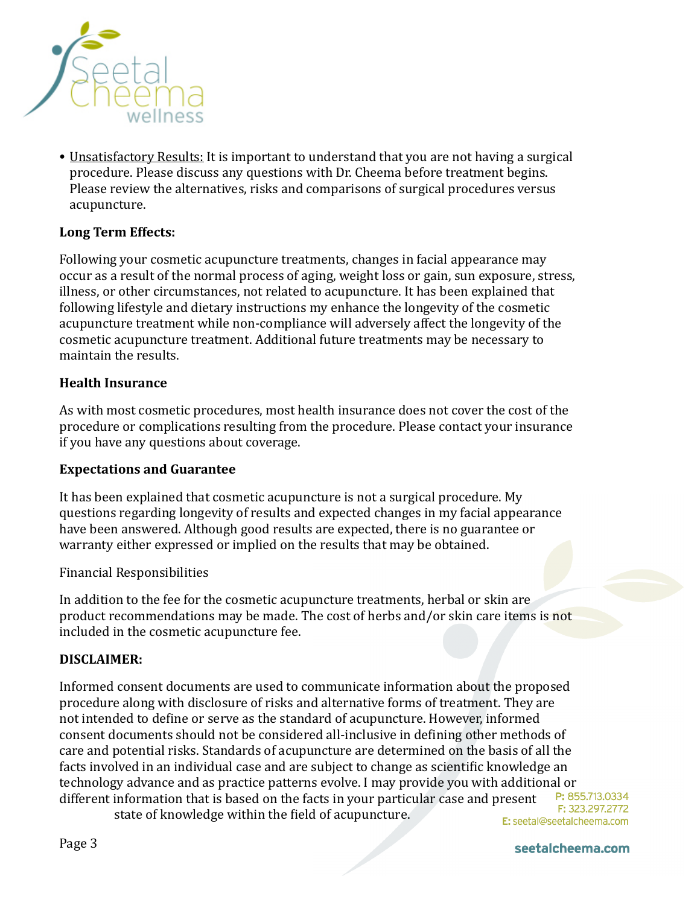- Unsatisfactory Results: It is important to understand that you are not having a surgical procedure. Please discuss any questions with Dr. Cheema before treatment begins. Please review the alternatives, risks and comparisons of surgical procedures versus acupuncture.

**Long Term Effects:**

Following your cosmetic acupuncture treatments, changes in facial appearance may occur as a result of the normal process of aging, weight loss or gain, sun exposure, stress, illness, or other circumstances, not related to acupuncture. It has been explained that following lifestyle and dietary instructions my enhance the longevity of the cosmetic acupuncture treatment while non-compliance will adversely affect the longevity of the cosmetic acupuncture treatment. Additional future treatments may be necessary to maintain the results.

**Health Insurance**

As with most cosmetic procedures, most health insurance does not cover the cost of the procedure or complications resulting from the procedure. Please contact your insurance if you have any questions about coverage.

**Expectations and Guarantee**

It has been explained that cosmetic acupuncture is not a surgical procedure. My questions regarding longevity of results and expected changes in my facial appearance have been answered. Although good results are expected, there is no guarantee or warranty either expressed or implied on the results that may be obtained.

Financial Responsibilities

In addition to the fee for the cosmetic acupuncture treatments, herbal or skin are product recommendations may be made. The cost of herbs and/or skin care items is not included in the cosmetic acupuncture fee.

**DISCLAIMER:**

Informed consent documents are used to communicate information about the proposed procedure along with disclosure of risks and alternative forms of treatment. They are not intended to define or serve as the standard of acupuncture. However, informed consent documents should not be considered all-inclusive in defining other methods of care and potential risks. Standards of acupuncture are determined on the basis of all the facts involved in an individual case and are subject to change as scientific knowledge an technology advance and as practice patterns evolve. I may provide you with additional or different information that is based on the facts in your particular case and present state of knowledge within the field of acupuncture.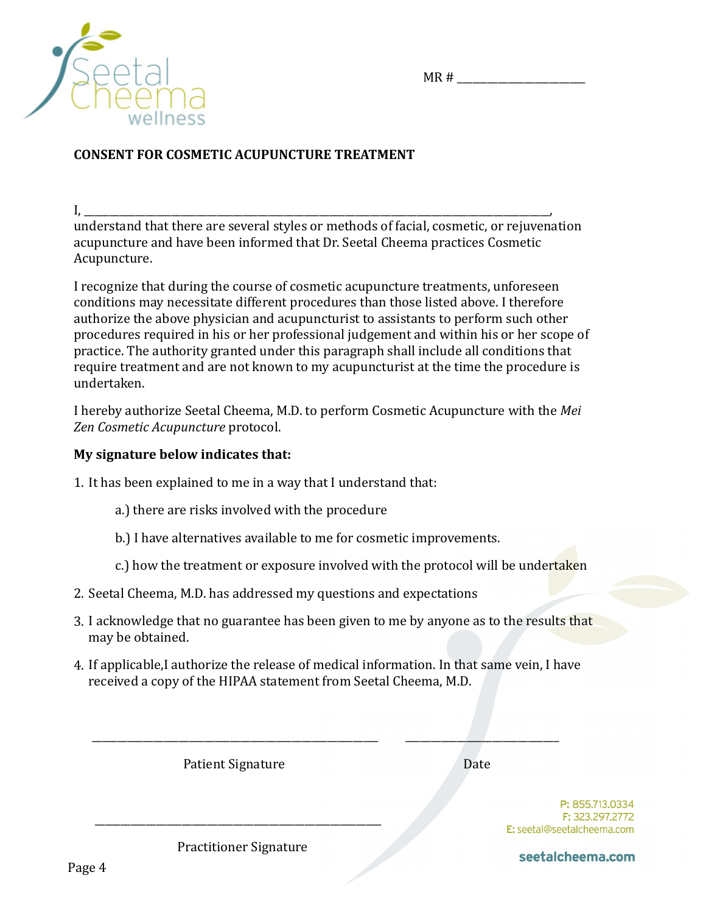MR # ______________________

**CONSENT FOR COSMETIC ACUPUNCTURE TREATMENT**

I, ________________________________________________________________________________,
understand that there are several styles or methods of facial, cosmetic, or rejuvenation acupuncture and have been informed that Dr. Seetal Cheema practices Cosmetic Acupuncture.

I recognize that during the course of cosmetic acupuncture treatments, unforeseen conditions may necessitate different procedures than those listed above. I therefore authorize the above physician and acupuncturist to assistants to perform such other procedures required in his or her professional judgement and within his or her scope of practice. The authority granted under this paragraph shall include all conditions that require treatment and are not known to my acupuncturist at the time the procedure is undertaken.

I hereby authorize Seetal Cheema, M.D. to perform Cosmetic Acupuncture with the *Mei Zen Cosmetic Acupuncture* protocol.

**My signature below indicates that:**

1. It has been explained to me in a way that I understand that:

    a.) there are risks involved with the procedure

    b.) I have alternatives available to me for cosmetic improvements.

    c.) how the treatment or exposure involved with the protocol will be undertaken

2. Seetal Cheema, M.D. has addressed my questions and expectations

3. I acknowledge that no guarantee has been given to me by anyone as to the results that may be obtained.

4. If applicable,I authorize the release of medical information. In that same vein, I have received a copy of the HIPAA statement from Seetal Cheema, M.D.

______________________________________________ ___________________________

Patient Signature Date

______________________________________________

Practitioner Signature

P: 855.713.0334
F: 323.297.2772
E: seetal@seetalcheema.com

seetalcheema.com